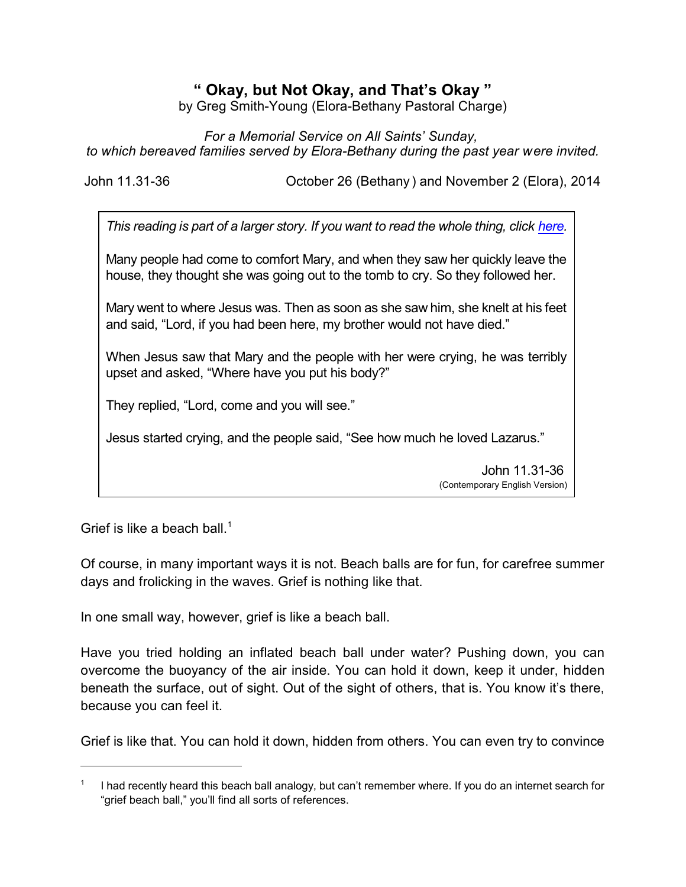# " Okay, but Not Okay, and That's Okay "

by Greg Smith-Young (Elora-Bethany Pastoral Charge)

*For a Memorial Service on All Saints' Sunday, to which bereaved families served by Elora-Bethany during the past year were invited.*

John 11.31-36 — October 26 (Bethany) and November 2 (Elora), 2014

> *This reading is part of a larger story. If you want to read the whole thing, click here.*
>
> Many people had come to comfort Mary, and when they saw her quickly leave the house, they thought she was going out to the tomb to cry. So they followed her.
>
> Mary went to where Jesus was. Then as soon as she saw him, she knelt at his feet and said, "Lord, if you had been here, my brother would not have died."
>
> When Jesus saw that Mary and the people with her were crying, he was terribly upset and asked, "Where have you put his body?"
>
> They replied, "Lord, come and you will see."
>
> Jesus started crying, and the people said, "See how much he loved Lazarus."
>
> John 11.31-36
> (Contemporary English Version)

Grief is like a beach ball.[1]

Of course, in many important ways it is not. Beach balls are for fun, for carefree summer days and frolicking in the waves. Grief is nothing like that.

In one small way, however, grief is like a beach ball.

Have you tried holding an inflated beach ball under water? Pushing down, you can overcome the buoyancy of the air inside. You can hold it down, keep it under, hidden beneath the surface, out of sight. Out of the sight of others, that is. You know it's there, because you can feel it.

Grief is like that. You can hold it down, hidden from others. You can even try to convince

---

[1] I had recently heard this beach ball analogy, but can't remember where. If you do an internet search for "grief beach ball," you'll find all sorts of references.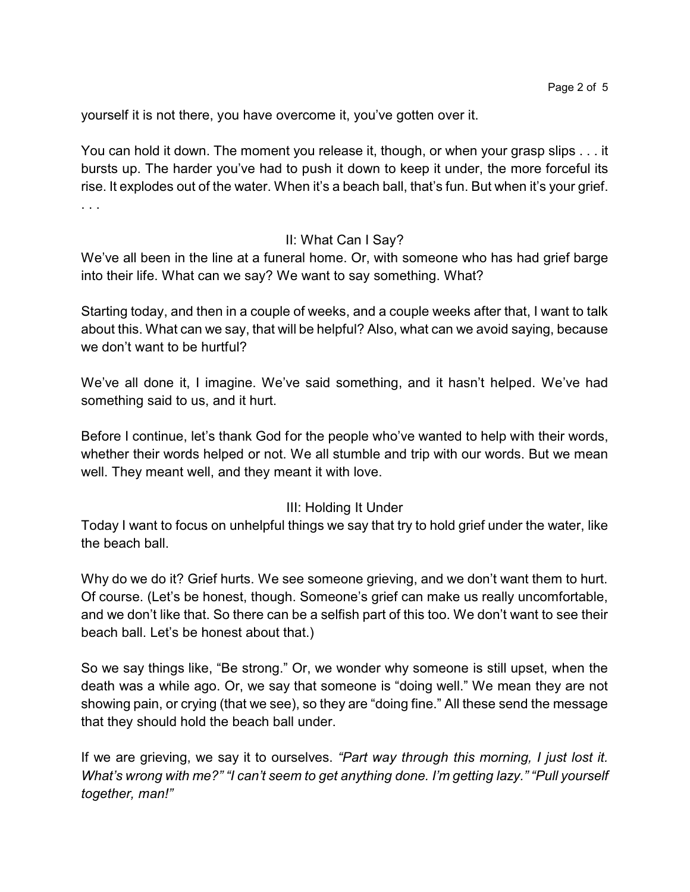yourself it is not there, you have overcome it, you've gotten over it.

You can hold it down. The moment you release it, though, or when your grasp slips . . . it bursts up. The harder you've had to push it down to keep it under, the more forceful its rise. It explodes out of the water. When it's a beach ball, that's fun. But when it's your grief. . . .

## II: What Can I Say?

We've all been in the line at a funeral home. Or, with someone who has had grief barge into their life. What can we say? We want to say something. What?

Starting today, and then in a couple of weeks, and a couple weeks after that, I want to talk about this. What can we say, that will be helpful? Also, what can we avoid saying, because we don't want to be hurtful?

We've all done it, I imagine. We've said something, and it hasn't helped. We've had something said to us, and it hurt.

Before I continue, let's thank God for the people who've wanted to help with their words, whether their words helped or not. We all stumble and trip with our words. But we mean well. They meant well, and they meant it with love.

## III: Holding It Under

Today I want to focus on unhelpful things we say that try to hold grief under the water, like the beach ball.

Why do we do it? Grief hurts. We see someone grieving, and we don't want them to hurt. Of course. (Let's be honest, though. Someone's grief can make us really uncomfortable, and we don't like that. So there can be a selfish part of this too. We don't want to see their beach ball. Let's be honest about that.)

So we say things like, "Be strong." Or, we wonder why someone is still upset, when the death was a while ago. Or, we say that someone is "doing well." We mean they are not showing pain, or crying (that we see), so they are "doing fine." All these send the message that they should hold the beach ball under.

If we are grieving, we say it to ourselves. *"Part way through this morning, I just lost it. What's wrong with me?" "I can't seem to get anything done. I'm getting lazy." "Pull yourself together, man!"*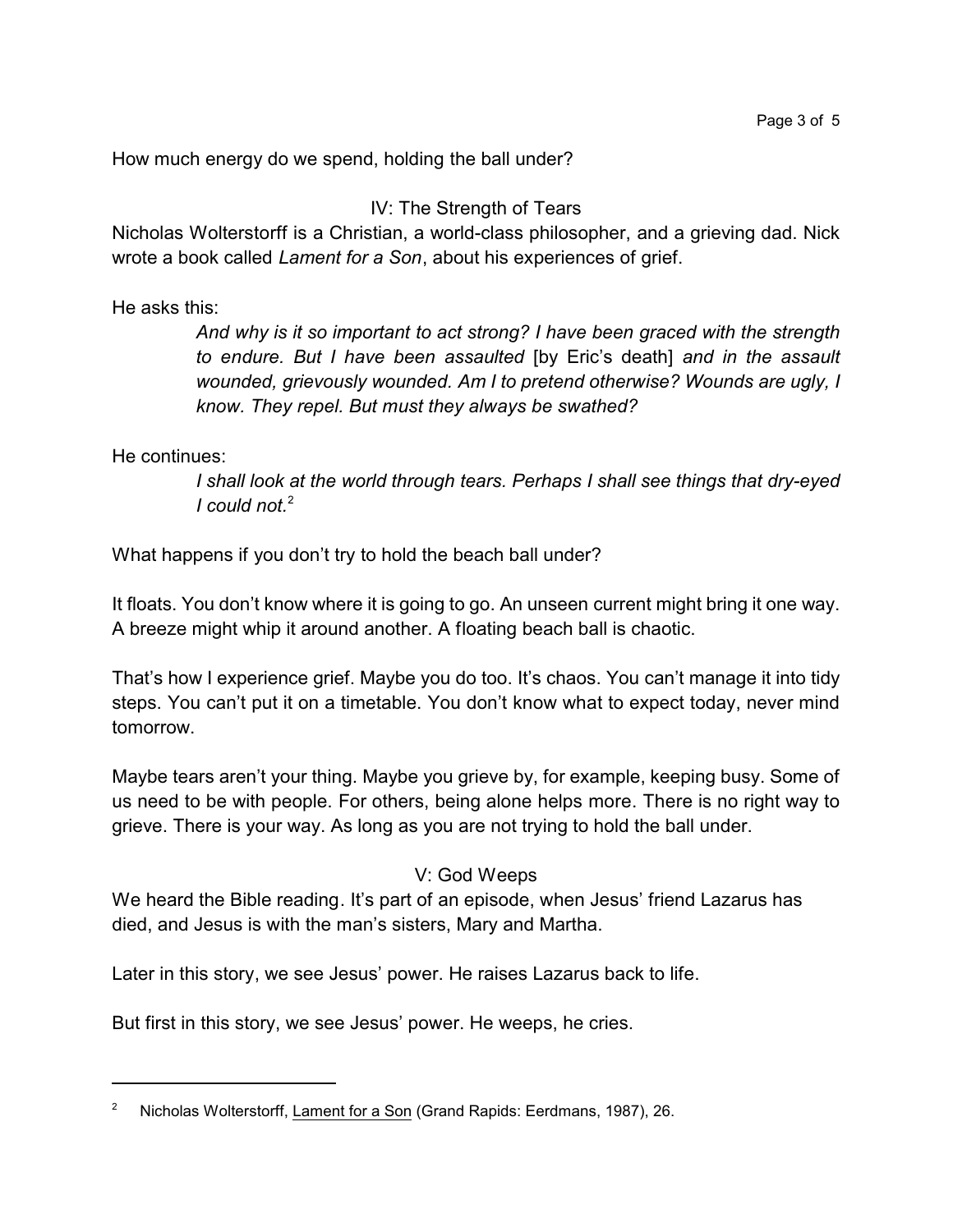How much energy do we spend, holding the ball under?

## IV: The Strength of Tears

Nicholas Wolterstorff is a Christian, a world-class philosopher, and a grieving dad. Nick wrote a book called *Lament for a Son*, about his experiences of grief.

He asks this:

> *And why is it so important to act strong? I have been graced with the strength to endure. But I have been assaulted* [by Eric's death] *and in the assault wounded, grievously wounded. Am I to pretend otherwise? Wounds are ugly, I know. They repel. But must they always be swathed?*

He continues:

> *I shall look at the world through tears. Perhaps I shall see things that dry-eyed I could not.*[2]

What happens if you don't try to hold the beach ball under?

It floats. You don't know where it is going to go. An unseen current might bring it one way. A breeze might whip it around another. A floating beach ball is chaotic.

That's how I experience grief. Maybe you do too. It's chaos. You can't manage it into tidy steps. You can't put it on a timetable. You don't know what to expect today, never mind tomorrow.

Maybe tears aren't your thing. Maybe you grieve by, for example, keeping busy. Some of us need to be with people. For others, being alone helps more. There is no right way to grieve. There is your way. As long as you are not trying to hold the ball under.

## V: God Weeps

We heard the Bible reading. It's part of an episode, when Jesus' friend Lazarus has died, and Jesus is with the man's sisters, Mary and Martha.

Later in this story, we see Jesus' power. He raises Lazarus back to life.

But first in this story, we see Jesus' power. He weeps, he cries.

---

[2] Nicholas Wolterstorff, Lament for a Son (Grand Rapids: Eerdmans, 1987), 26.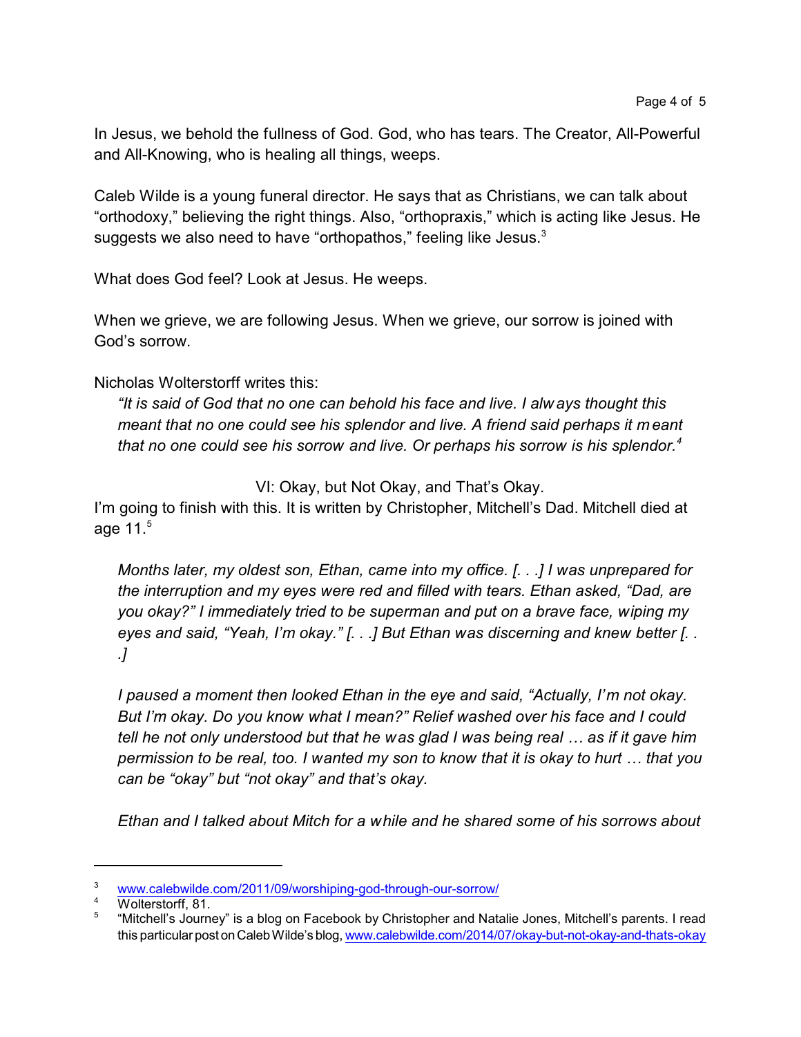In Jesus, we behold the fullness of God. God, who has tears. The Creator, All-Powerful and All-Knowing, who is healing all things, weeps.

Caleb Wilde is a young funeral director. He says that as Christians, we can talk about "orthodoxy," believing the right things. Also, "orthopraxis," which is acting like Jesus. He suggests we also need to have "orthopathos," feeling like Jesus.[3]

What does God feel? Look at Jesus. He weeps.

When we grieve, we are following Jesus. When we grieve, our sorrow is joined with God's sorrow.

Nicholas Wolterstorff writes this:

> *"It is said of God that no one can behold his face and live. I always thought this meant that no one could see his splendor and live. A friend said perhaps it meant that no one could see his sorrow and live. Or perhaps his sorrow is his splendor.*[4]

## VI: Okay, but Not Okay, and That's Okay.

I'm going to finish with this. It is written by Christopher, Mitchell's Dad. Mitchell died at age 11.[5]

> *Months later, my oldest son, Ethan, came into my office. [. . .] I was unprepared for the interruption and my eyes were red and filled with tears. Ethan asked, "Dad, are you okay?" I immediately tried to be superman and put on a brave face, wiping my eyes and said, "Yeah, I'm okay." [. . .] But Ethan was discerning and knew better [. . .]*
>
> *I paused a moment then looked Ethan in the eye and said, "Actually, I'm not okay. But I'm okay. Do you know what I mean?" Relief washed over his face and I could tell he not only understood but that he was glad I was being real … as if it gave him permission to be real, too. I wanted my son to know that it is okay to hurt … that you can be "okay" but "not okay" and that's okay.*
>
> *Ethan and I talked about Mitch for a while and he shared some of his sorrows about*

---

[3] www.calebwilde.com/2011/09/worshiping-god-through-our-sorrow/

[4] Wolterstorff, 81.

[5] "Mitchell's Journey" is a blog on Facebook by Christopher and Natalie Jones, Mitchell's parents. I read this particular post on Caleb Wilde's blog, www.calebwilde.com/2014/07/okay-but-not-okay-and-thats-okay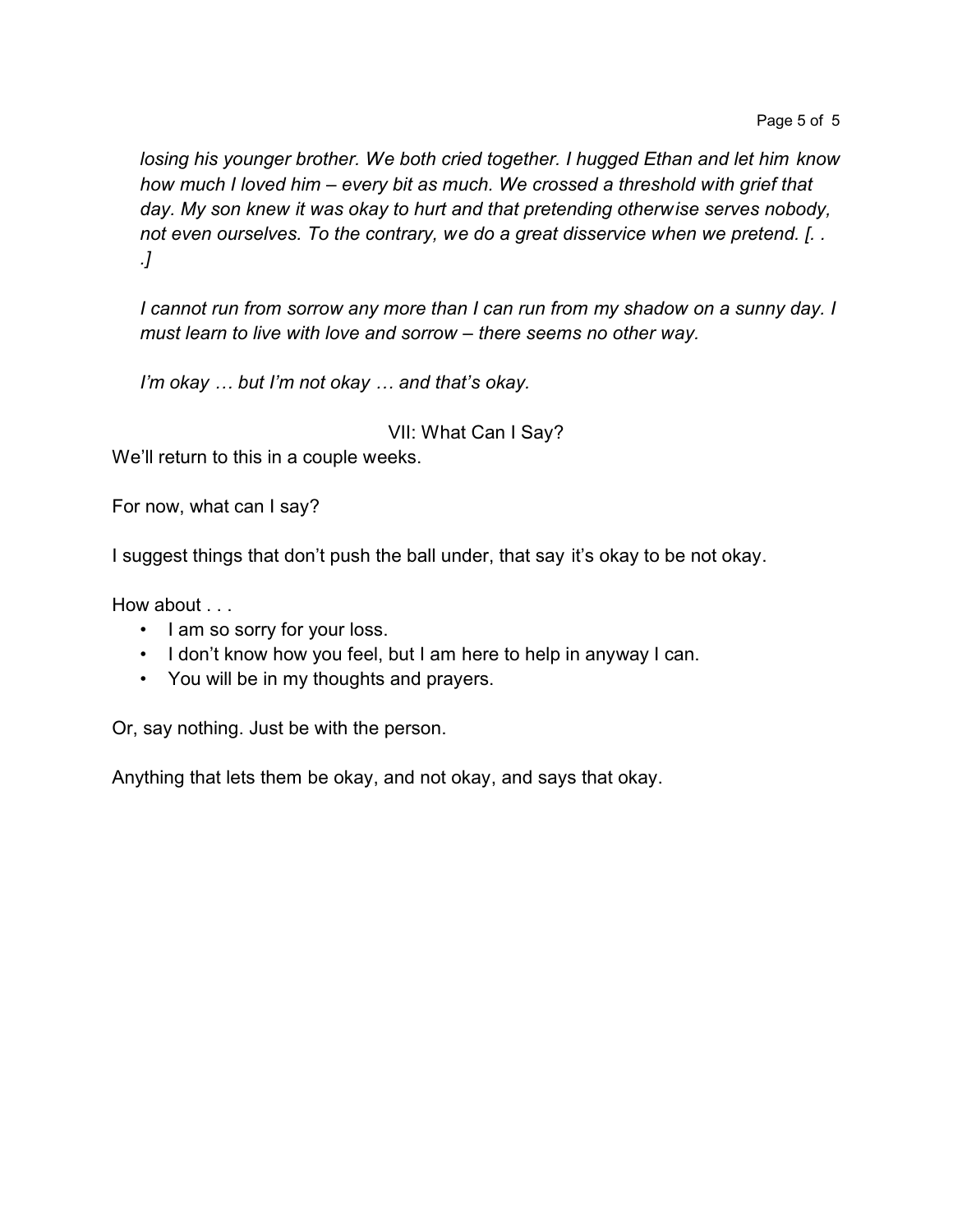*losing his younger brother. We both cried together. I hugged Ethan and let him know how much I loved him – every bit as much. We crossed a threshold with grief that day. My son knew it was okay to hurt and that pretending otherwise serves nobody, not even ourselves. To the contrary, we do a great disservice when we pretend. [. . .]*

*I cannot run from sorrow any more than I can run from my shadow on a sunny day. I must learn to live with love and sorrow – there seems no other way.*

*I'm okay … but I'm not okay … and that's okay.*

## VII: What Can I Say?

We'll return to this in a couple weeks.

For now, what can I say?

I suggest things that don't push the ball under, that say it's okay to be not okay.

How about . . .

- I am so sorry for your loss.
- I don't know how you feel, but I am here to help in anyway I can.
- You will be in my thoughts and prayers.

Or, say nothing. Just be with the person.

Anything that lets them be okay, and not okay, and says that okay.